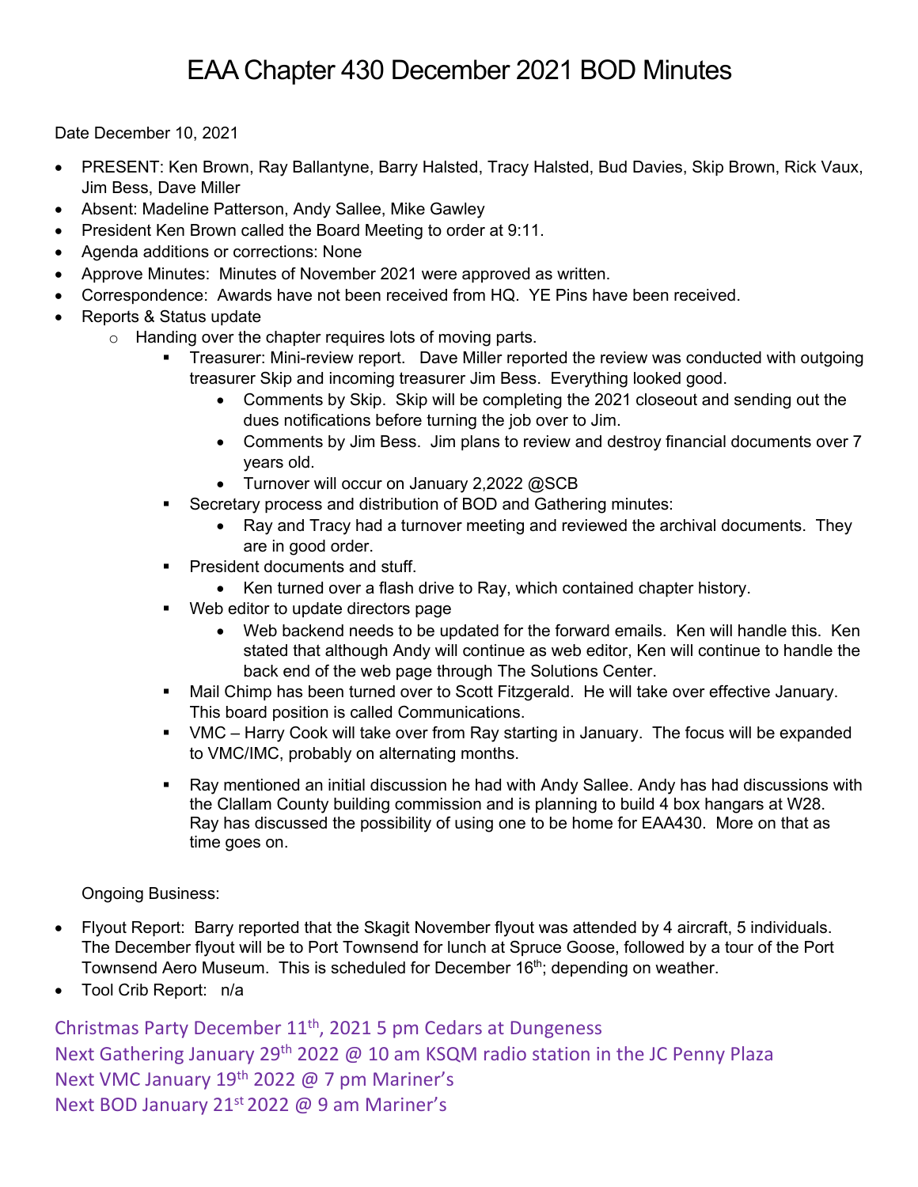# EAA Chapter 430 December 2021 BOD Minutes

Date December 10, 2021

- PRESENT: Ken Brown, Ray Ballantyne, Barry Halsted, Tracy Halsted, Bud Davies, Skip Brown, Rick Vaux, Jim Bess, Dave Miller
- Absent: Madeline Patterson, Andy Sallee, Mike Gawley
- President Ken Brown called the Board Meeting to order at 9:11.
- Agenda additions or corrections: None
- Approve Minutes: Minutes of November 2021 were approved as written.
- Correspondence: Awards have not been received from HQ. YE Pins have been received.
- Reports & Status update
  - Handing over the chapter requires lots of moving parts.
    - Treasurer: Mini-review report. Dave Miller reported the review was conducted with outgoing treasurer Skip and incoming treasurer Jim Bess. Everything looked good.
      - Comments by Skip. Skip will be completing the 2021 closeout and sending out the dues notifications before turning the job over to Jim.
      - Comments by Jim Bess. Jim plans to review and destroy financial documents over 7 years old.
      - Turnover will occur on January 2,2022 @SCB
    - Secretary process and distribution of BOD and Gathering minutes:
      - Ray and Tracy had a turnover meeting and reviewed the archival documents. They are in good order.
    - President documents and stuff.
      - Ken turned over a flash drive to Ray, which contained chapter history.
    - Web editor to update directors page
      - Web backend needs to be updated for the forward emails. Ken will handle this. Ken stated that although Andy will continue as web editor, Ken will continue to handle the back end of the web page through The Solutions Center.
    - Mail Chimp has been turned over to Scott Fitzgerald. He will take over effective January. This board position is called Communications.
    - VMC – Harry Cook will take over from Ray starting in January. The focus will be expanded to VMC/IMC, probably on alternating months.
    - Ray mentioned an initial discussion he had with Andy Sallee. Andy has had discussions with the Clallam County building commission and is planning to build 4 box hangars at W28. Ray has discussed the possibility of using one to be home for EAA430. More on that as time goes on.

Ongoing Business:

- Flyout Report: Barry reported that the Skagit November flyout was attended by 4 aircraft, 5 individuals. The December flyout will be to Port Townsend for lunch at Spruce Goose, followed by a tour of the Port Townsend Aero Museum. This is scheduled for December 16th; depending on weather.
- Tool Crib Report: n/a

Christmas Party December 11th, 2021 5 pm Cedars at Dungeness
Next Gathering January 29th 2022 @ 10 am KSQM radio station in the JC Penny Plaza
Next VMC January 19th 2022 @ 7 pm Mariner's
Next BOD January 21st 2022 @ 9 am Mariner's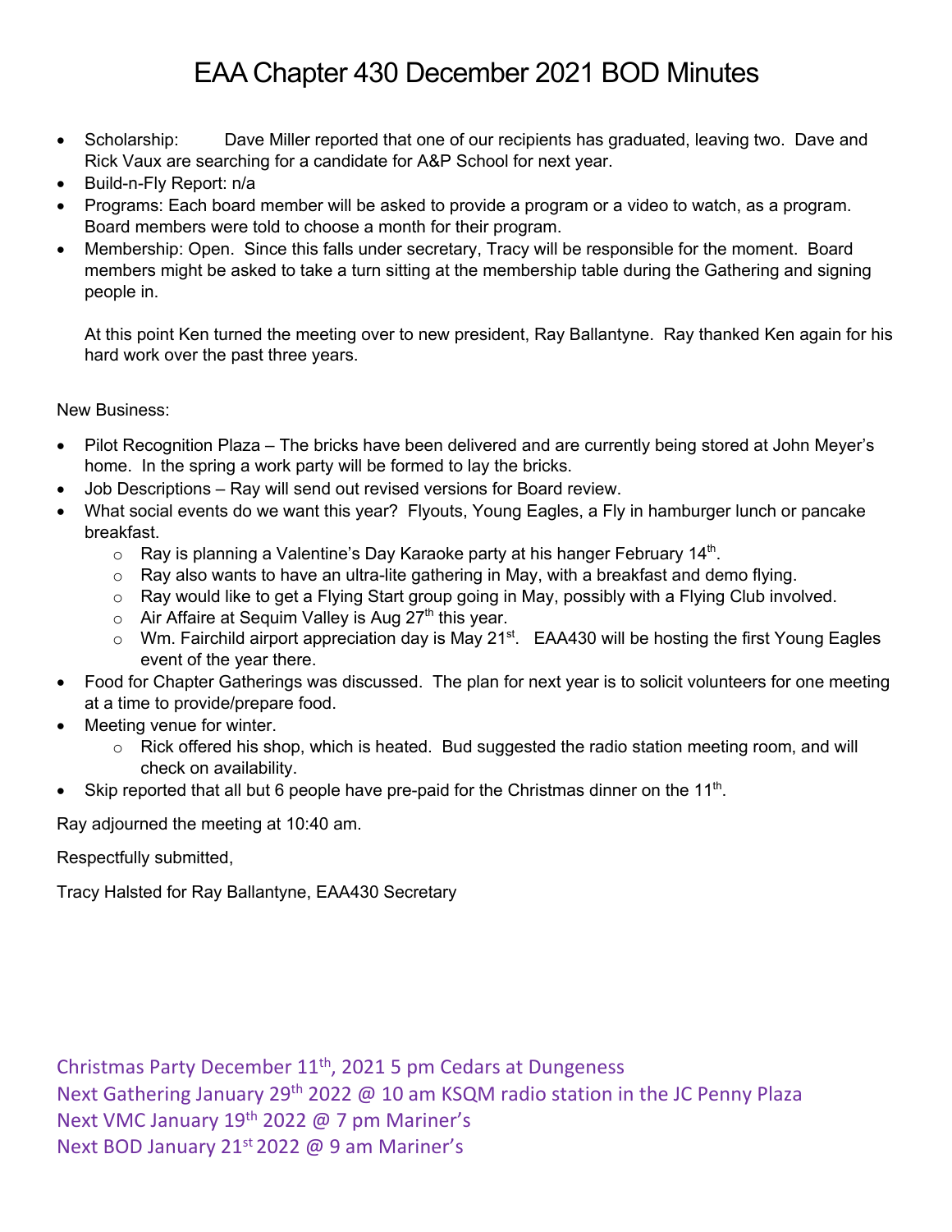# EAA Chapter 430 December 2021 BOD Minutes

- Scholarship: Dave Miller reported that one of our recipients has graduated, leaving two. Dave and Rick Vaux are searching for a candidate for A&P School for next year.
- Build-n-Fly Report: n/a
- Programs: Each board member will be asked to provide a program or a video to watch, as a program. Board members were told to choose a month for their program.
- Membership: Open. Since this falls under secretary, Tracy will be responsible for the moment. Board members might be asked to take a turn sitting at the membership table during the Gathering and signing people in.

  At this point Ken turned the meeting over to new president, Ray Ballantyne. Ray thanked Ken again for his hard work over the past three years.

New Business:

- Pilot Recognition Plaza – The bricks have been delivered and are currently being stored at John Meyer's home. In the spring a work party will be formed to lay the bricks.
- Job Descriptions – Ray will send out revised versions for Board review.
- What social events do we want this year? Flyouts, Young Eagles, a Fly in hamburger lunch or pancake breakfast.
  - Ray is planning a Valentine's Day Karaoke party at his hanger February 14th.
  - Ray also wants to have an ultra-lite gathering in May, with a breakfast and demo flying.
  - Ray would like to get a Flying Start group going in May, possibly with a Flying Club involved.
  - Air Affaire at Sequim Valley is Aug 27th this year.
  - Wm. Fairchild airport appreciation day is May 21st. EAA430 will be hosting the first Young Eagles event of the year there.
- Food for Chapter Gatherings was discussed. The plan for next year is to solicit volunteers for one meeting at a time to provide/prepare food.
- Meeting venue for winter.
  - Rick offered his shop, which is heated. Bud suggested the radio station meeting room, and will check on availability.
- Skip reported that all but 6 people have pre-paid for the Christmas dinner on the 11th.

Ray adjourned the meeting at 10:40 am.

Respectfully submitted,

Tracy Halsted for Ray Ballantyne, EAA430 Secretary

Christmas Party December 11th, 2021 5 pm Cedars at Dungeness
Next Gathering January 29th 2022 @ 10 am KSQM radio station in the JC Penny Plaza
Next VMC January 19th 2022 @ 7 pm Mariner's
Next BOD January 21st 2022 @ 9 am Mariner's